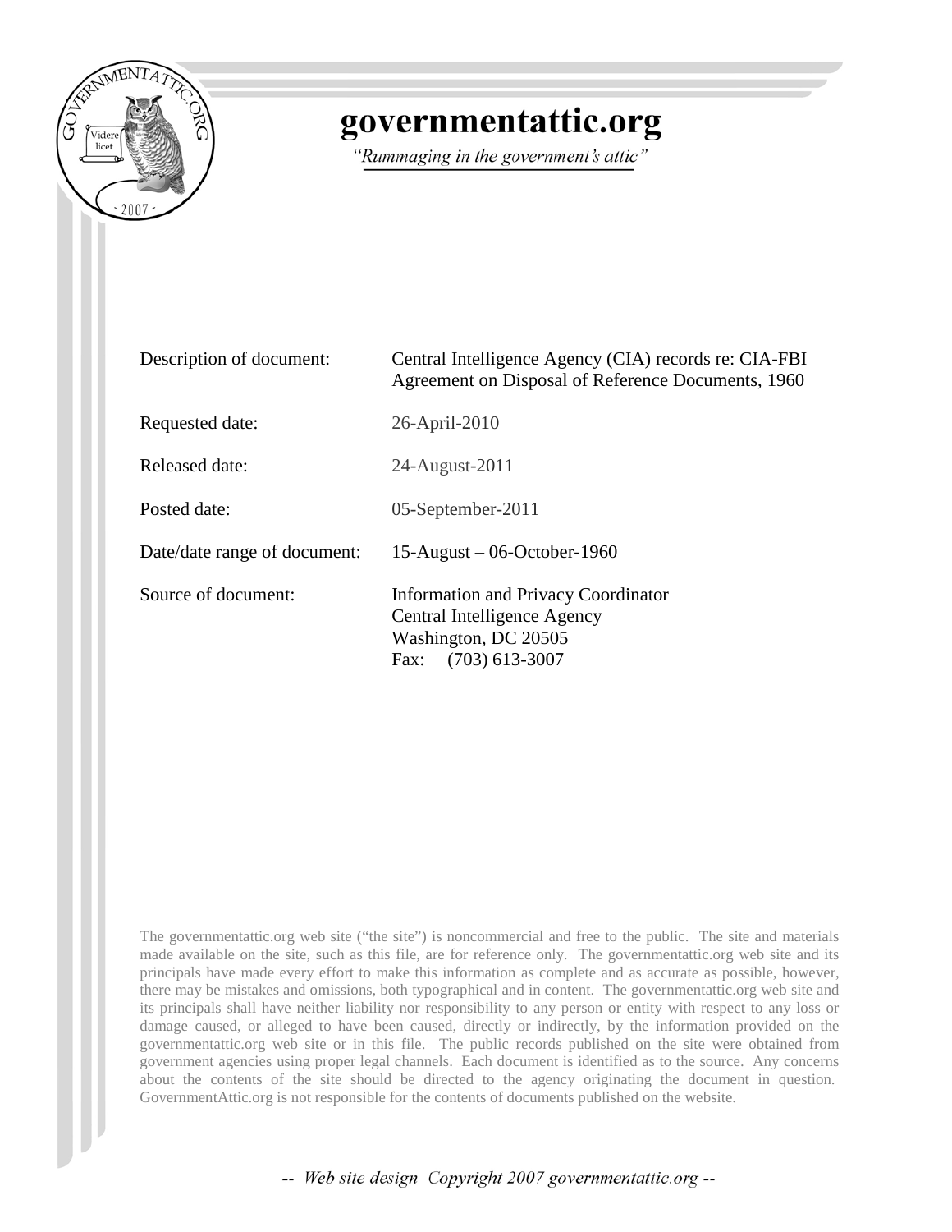# governmentattic.org

*"Rummaging in the government's attic"*

| | |
|---|---|
| Description of document: | Central Intelligence Agency (CIA) records re: CIA-FBI Agreement on Disposal of Reference Documents, 1960 |
| Requested date: | 26-April-2010 |
| Released date: | 24-August-2011 |
| Posted date: | 05-September-2011 |
| Date/date range of document: | 15-August – 06-October-1960 |
| Source of document: | Information and Privacy Coordinator<br>Central Intelligence Agency<br>Washington, DC 20505<br>Fax: (703) 613-3007 |

The governmentattic.org web site ("the site") is noncommercial and free to the public. The site and materials made available on the site, such as this file, are for reference only. The governmentattic.org web site and its principals have made every effort to make this information as complete and as accurate as possible, however, there may be mistakes and omissions, both typographical and in content. The governmentattic.org web site and its principals shall have neither liability nor responsibility to any person or entity with respect to any loss or damage caused, or alleged to have been caused, directly or indirectly, by the information provided on the governmentattic.org web site or in this file. The public records published on the site were obtained from government agencies using proper legal channels. Each document is identified as to the source. Any concerns about the contents of the site should be directed to the agency originating the document in question. GovernmentAttic.org is not responsible for the contents of documents published on the website.

*-- Web site design Copyright 2007 governmentattic.org --*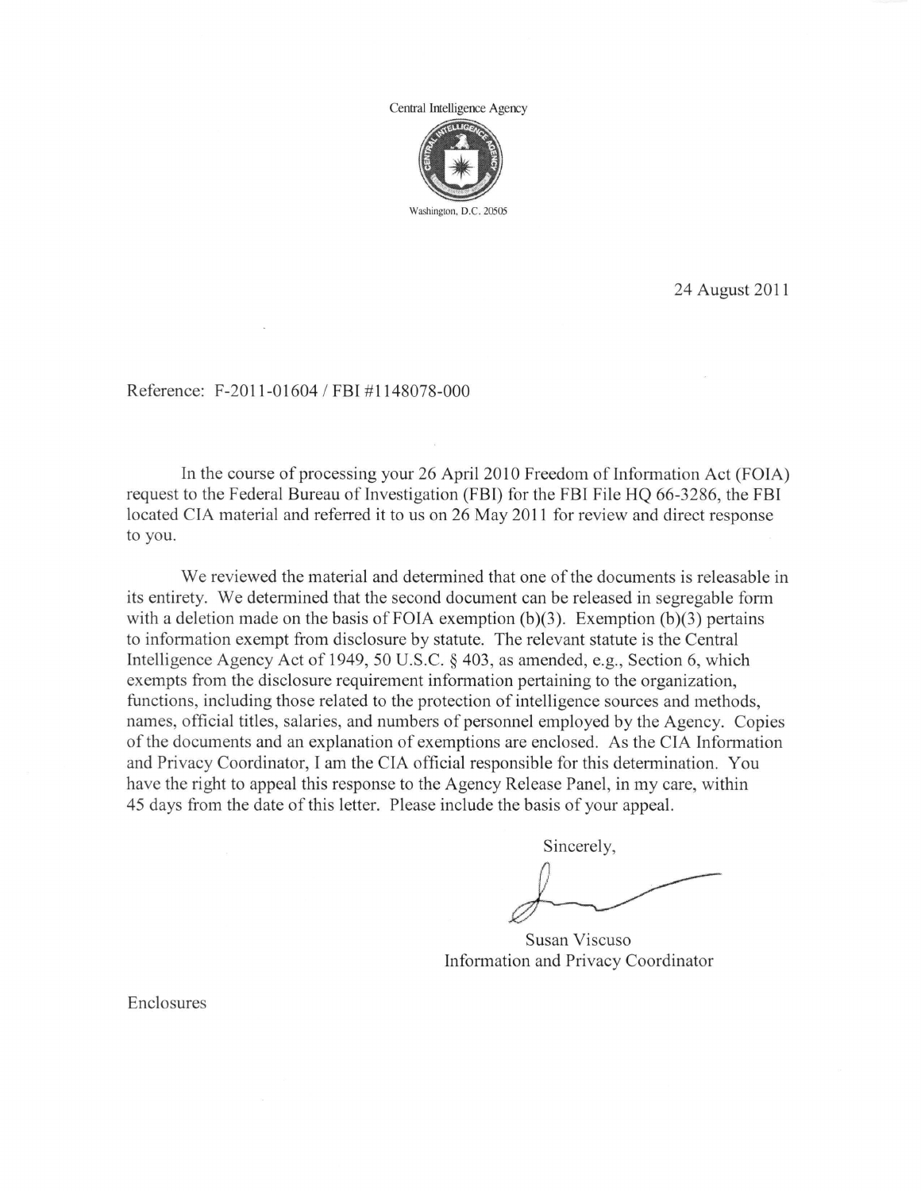Central Intelligence Agency

Washington, D.C. 20505

24 August 2011

Reference: F-2011-01604 / FBI #1148078-000

In the course of processing your 26 April 2010 Freedom of Information Act (FOIA) request to the Federal Bureau of Investigation (FBI) for the FBI File HQ 66-3286, the FBI located CIA material and referred it to us on 26 May 2011 for review and direct response to you.

We reviewed the material and determined that one of the documents is releasable in its entirety. We determined that the second document can be released in segregable form with a deletion made on the basis of FOIA exemption (b)(3). Exemption (b)(3) pertains to information exempt from disclosure by statute. The relevant statute is the Central Intelligence Agency Act of 1949, 50 U.S.C. § 403, as amended, e.g., Section 6, which exempts from the disclosure requirement information pertaining to the organization, functions, including those related to the protection of intelligence sources and methods, names, official titles, salaries, and numbers of personnel employed by the Agency. Copies of the documents and an explanation of exemptions are enclosed. As the CIA Information and Privacy Coordinator, I am the CIA official responsible for this determination. You have the right to appeal this response to the Agency Release Panel, in my care, within 45 days from the date of this letter. Please include the basis of your appeal.

Sincerely,

Susan Viscuso
Information and Privacy Coordinator

Enclosures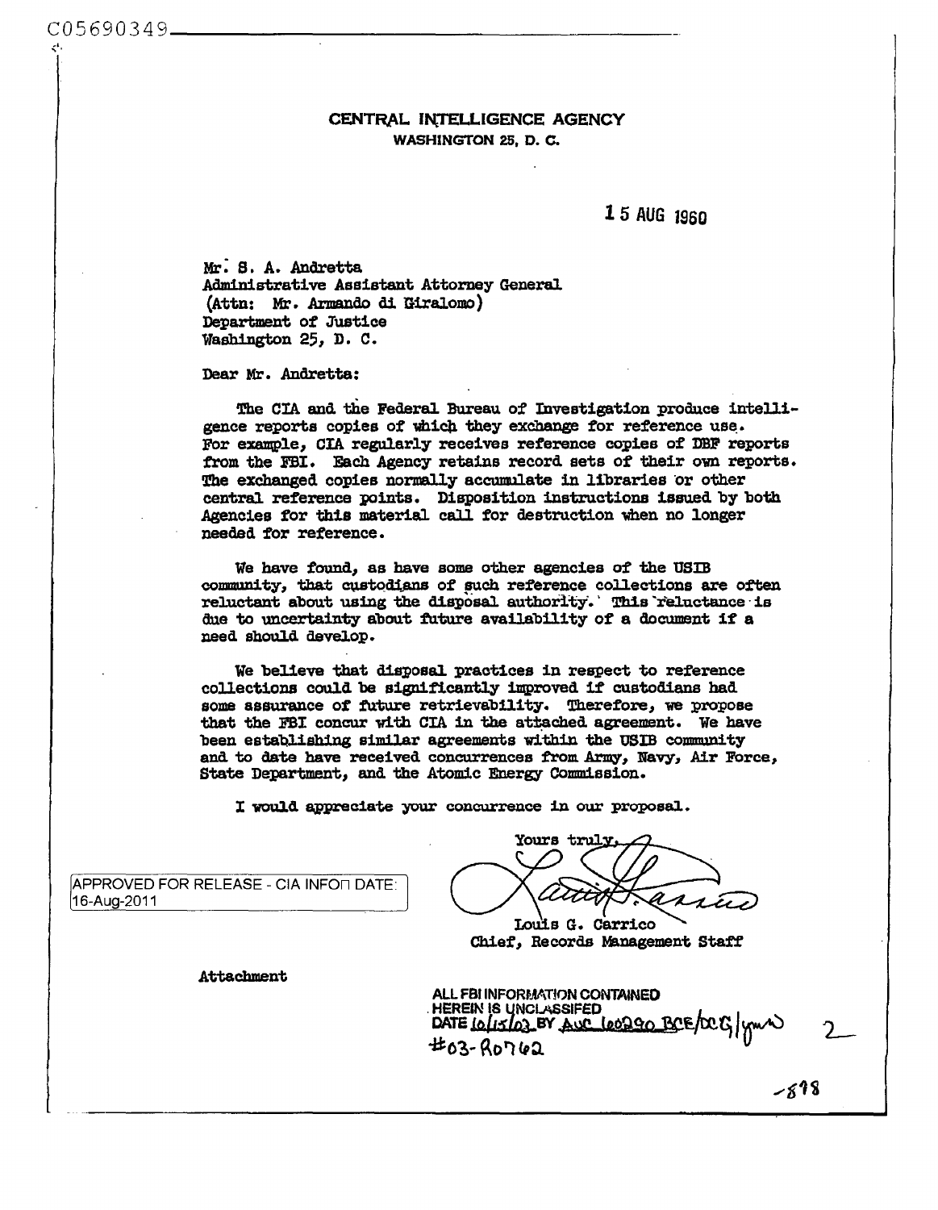C05690349

CENTRAL INTELLIGENCE AGENCY
WASHINGTON 25, D. C.

15 AUG 1960

Mr. S. A. Andretta
Administrative Assistant Attorney General
(Attn: Mr. Armando di Giralomo)
Department of Justice
Washington 25, D. C.

Dear Mr. Andretta:

The CIA and the Federal Bureau of Investigation produce intelligence reports copies of which they exchange for reference use. For example, CIA regularly receives reference copies of DBF reports from the FBI. Each Agency retains record sets of their own reports. The exchanged copies normally accumulate in libraries or other central reference points. Disposition instructions issued by both Agencies for this material call for destruction when no longer needed for reference.

We have found, as have some other agencies of the USIB community, that custodians of such reference collections are often reluctant about using the disposal authority. This reluctance is due to uncertainty about future availability of a document if a need should develop.

We believe that disposal practices in respect to reference collections could be significantly improved if custodians had some assurance of future retrievability. Therefore, we propose that the FBI concur with CIA in the attached agreement. We have been establishing similar agreements within the USIB community and to date have received concurrences from Army, Navy, Air Force, State Department, and the Atomic Energy Commission.

I would appreciate your concurrence in our proposal.

Yours truly,

Louis G. Carrico
Chief, Records Management Staff

APPROVED FOR RELEASE - CIA INFO DATE: 16-Aug-2011

Attachment

ALL FBI INFORMATION CONTAINED
HEREIN IS UNCLASSIFED
DATE 10/15/03 BY AUC 60290 BCE/DCG/ymw
#03-R0762

2

-878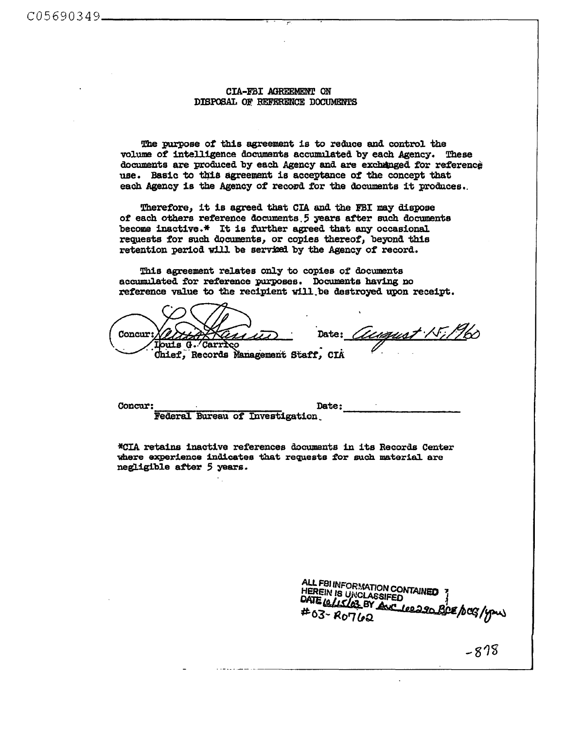C05690349

# CIA-FBI AGREEMENT ON DISPOSAL OF REFERENCE DOCUMENTS

The purpose of this agreement is to reduce and control the volume of intelligence documents accumulated by each Agency. These documents are produced by each Agency and are exchanged for reference use. Basic to this agreement is acceptance of the concept that each Agency is the Agency of record for the documents it produces.

Therefore, it is agreed that CIA and the FBI may dispose of each others reference documents 5 years after such documents become inactive.* It is further agreed that any occasional requests for such documents, or copies thereof, beyond this retention period will be serviced by the Agency of record.

This agreement relates only to copies of documents accumulated for reference purposes. Documents having no reference value to the recipient will be destroyed upon receipt.

Concur: *[signature]* Date: *August 15, 1960*
Louis G. Carrico
Chief, Records Management Staff, CIA

Concur: ____________________ Date: ____________________
Federal Bureau of Investigation

*CIA retains inactive references documents in its Records Center where experience indicates that requests for such material are negligible after 5 years.

ALL FBI INFORMATION CONTAINED
HEREIN IS UNCLASSIFED
DATE 10/15/03 BY AVC 100290 BCE/bcg/ypw
#03-R0762

-878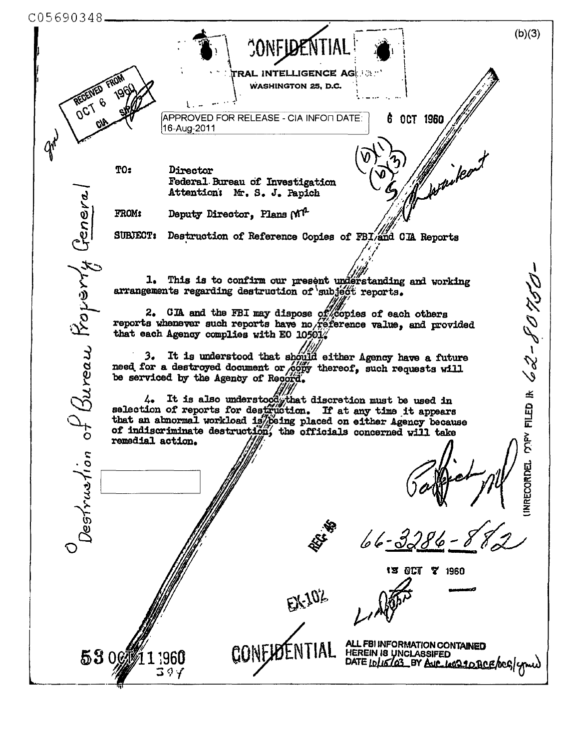C05690348

(b)(3)

CONFIDENTIAL

CENTRAL INTELLIGENCE AGENCY
WASHINGTON 25, D.C.

RECEIVED FROM
OCT 6 1960
CIA SIP

APPROVED FOR RELEASE - CIA INFO DATE: 16-Aug-2011

6 OCT 1960

(b)(1)
(b)(3)

TO: Director
Federal Bureau of Investigation
Attention: Mr. S. J. Papich

FROM: Deputy Director, Plans

SUBJECT: Destruction of Reference Copies of FBI and CIA Reports

1. This is to confirm our present understanding and working arrangements regarding destruction of subject reports.

2. CIA and the FBI may dispose of copies of each others reports whenever such reports have no reference value, and provided that each Agency complies with EO 10501.

3. It is understood that should either Agency have a future need for a destroyed document or copy thereof, such requests will be serviced by the Agency of Record.

4. It is also understood that discretion must be used in selection of reports for destruction. If at any time it appears that an abnormal workload is being placed on either Agency because of indiscriminate destruction, the officials concerned will take remedial action.

Destruction of Bureau Property General

UNRECORDED COPY FILED IN 62-80750-

REC-45

66-3286-882

13 OCT 7 1960

EX-102

53 OCT 11 1960

CONFIDENTIAL

ALL FBI INFORMATION CONTAINED HEREIN IS UNCLASSIFED
DATE 10/15/03 BY AUC 60210 BCE/bcs/gmw